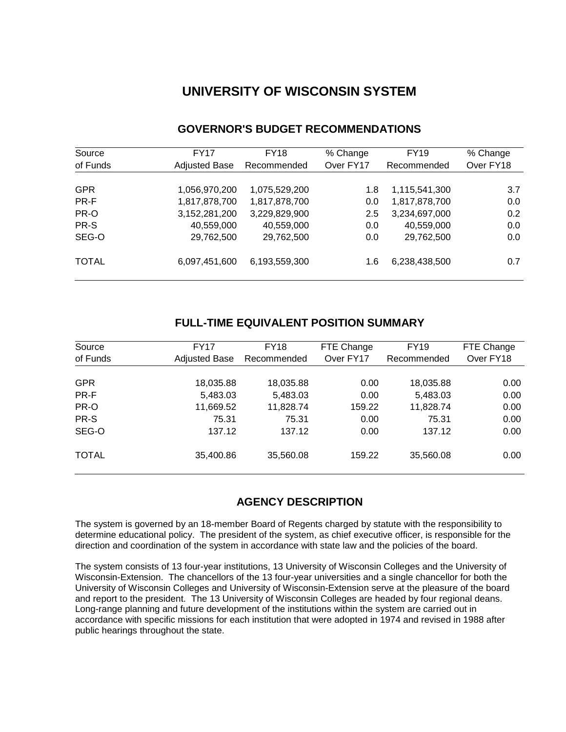# UNIVERSITY OF WISCONSIN SYSTEM

## GOVERNOR'S BUDGET RECOMMENDATIONS

| Source of Funds | FY17 Adjusted Base | FY18 Recommended | % Change Over FY17 | FY19 Recommended | % Change Over FY18 |
|---|---|---|---|---|---|
| GPR | 1,056,970,200 | 1,075,529,200 | 1.8 | 1,115,541,300 | 3.7 |
| PR-F | 1,817,878,700 | 1,817,878,700 | 0.0 | 1,817,878,700 | 0.0 |
| PR-O | 3,152,281,200 | 3,229,829,900 | 2.5 | 3,234,697,000 | 0.2 |
| PR-S | 40,559,000 | 40,559,000 | 0.0 | 40,559,000 | 0.0 |
| SEG-O | 29,762,500 | 29,762,500 | 0.0 | 29,762,500 | 0.0 |
| TOTAL | 6,097,451,600 | 6,193,559,300 | 1.6 | 6,238,438,500 | 0.7 |

## FULL-TIME EQUIVALENT POSITION SUMMARY

| Source of Funds | FY17 Adjusted Base | FY18 Recommended | FTE Change Over FY17 | FY19 Recommended | FTE Change Over FY18 |
|---|---|---|---|---|---|
| GPR | 18,035.88 | 18,035.88 | 0.00 | 18,035.88 | 0.00 |
| PR-F | 5,483.03 | 5,483.03 | 0.00 | 5,483.03 | 0.00 |
| PR-O | 11,669.52 | 11,828.74 | 159.22 | 11,828.74 | 0.00 |
| PR-S | 75.31 | 75.31 | 0.00 | 75.31 | 0.00 |
| SEG-O | 137.12 | 137.12 | 0.00 | 137.12 | 0.00 |
| TOTAL | 35,400.86 | 35,560.08 | 159.22 | 35,560.08 | 0.00 |

## AGENCY DESCRIPTION

The system is governed by an 18-member Board of Regents charged by statute with the responsibility to determine educational policy. The president of the system, as chief executive officer, is responsible for the direction and coordination of the system in accordance with state law and the policies of the board.

The system consists of 13 four-year institutions, 13 University of Wisconsin Colleges and the University of Wisconsin-Extension. The chancellors of the 13 four-year universities and a single chancellor for both the University of Wisconsin Colleges and University of Wisconsin-Extension serve at the pleasure of the board and report to the president. The 13 University of Wisconsin Colleges are headed by four regional deans. Long-range planning and future development of the institutions within the system are carried out in accordance with specific missions for each institution that were adopted in 1974 and revised in 1988 after public hearings throughout the state.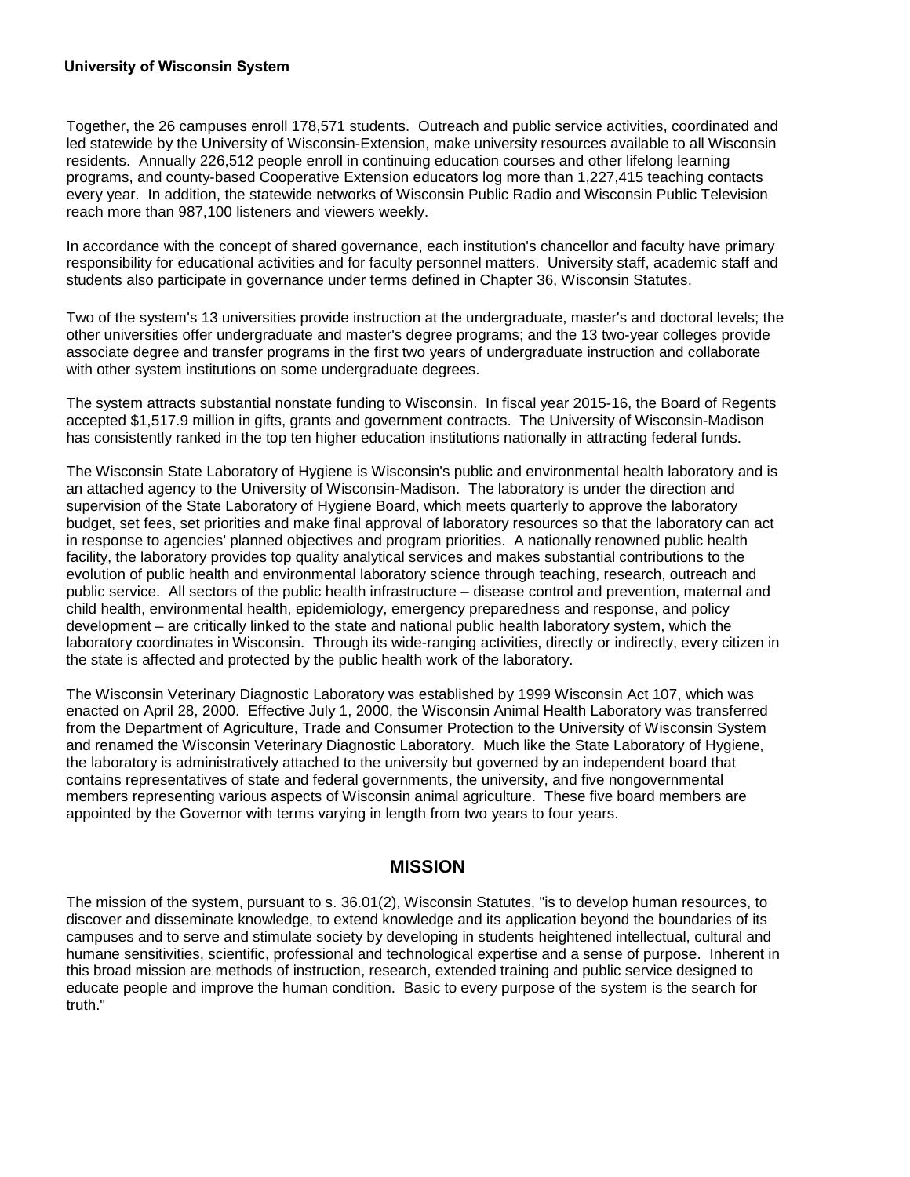Together, the 26 campuses enroll 178,571 students. Outreach and public service activities, coordinated and led statewide by the University of Wisconsin-Extension, make university resources available to all Wisconsin residents. Annually 226,512 people enroll in continuing education courses and other lifelong learning programs, and county-based Cooperative Extension educators log more than 1,227,415 teaching contacts every year. In addition, the statewide networks of Wisconsin Public Radio and Wisconsin Public Television reach more than 987,100 listeners and viewers weekly.

In accordance with the concept of shared governance, each institution's chancellor and faculty have primary responsibility for educational activities and for faculty personnel matters. University staff, academic staff and students also participate in governance under terms defined in Chapter 36, Wisconsin Statutes.

Two of the system's 13 universities provide instruction at the undergraduate, master's and doctoral levels; the other universities offer undergraduate and master's degree programs; and the 13 two-year colleges provide associate degree and transfer programs in the first two years of undergraduate instruction and collaborate with other system institutions on some undergraduate degrees.

The system attracts substantial nonstate funding to Wisconsin. In fiscal year 2015-16, the Board of Regents accepted $1,517.9 million in gifts, grants and government contracts. The University of Wisconsin-Madison has consistently ranked in the top ten higher education institutions nationally in attracting federal funds.

The Wisconsin State Laboratory of Hygiene is Wisconsin's public and environmental health laboratory and is an attached agency to the University of Wisconsin-Madison. The laboratory is under the direction and supervision of the State Laboratory of Hygiene Board, which meets quarterly to approve the laboratory budget, set fees, set priorities and make final approval of laboratory resources so that the laboratory can act in response to agencies' planned objectives and program priorities. A nationally renowned public health facility, the laboratory provides top quality analytical services and makes substantial contributions to the evolution of public health and environmental laboratory science through teaching, research, outreach and public service. All sectors of the public health infrastructure – disease control and prevention, maternal and child health, environmental health, epidemiology, emergency preparedness and response, and policy development – are critically linked to the state and national public health laboratory system, which the laboratory coordinates in Wisconsin. Through its wide-ranging activities, directly or indirectly, every citizen in the state is affected and protected by the public health work of the laboratory.

The Wisconsin Veterinary Diagnostic Laboratory was established by 1999 Wisconsin Act 107, which was enacted on April 28, 2000. Effective July 1, 2000, the Wisconsin Animal Health Laboratory was transferred from the Department of Agriculture, Trade and Consumer Protection to the University of Wisconsin System and renamed the Wisconsin Veterinary Diagnostic Laboratory. Much like the State Laboratory of Hygiene, the laboratory is administratively attached to the university but governed by an independent board that contains representatives of state and federal governments, the university, and five nongovernmental members representing various aspects of Wisconsin animal agriculture. These five board members are appointed by the Governor with terms varying in length from two years to four years.

## MISSION

The mission of the system, pursuant to s. 36.01(2), Wisconsin Statutes, "is to develop human resources, to discover and disseminate knowledge, to extend knowledge and its application beyond the boundaries of its campuses and to serve and stimulate society by developing in students heightened intellectual, cultural and humane sensitivities, scientific, professional and technological expertise and a sense of purpose. Inherent in this broad mission are methods of instruction, research, extended training and public service designed to educate people and improve the human condition. Basic to every purpose of the system is the search for truth."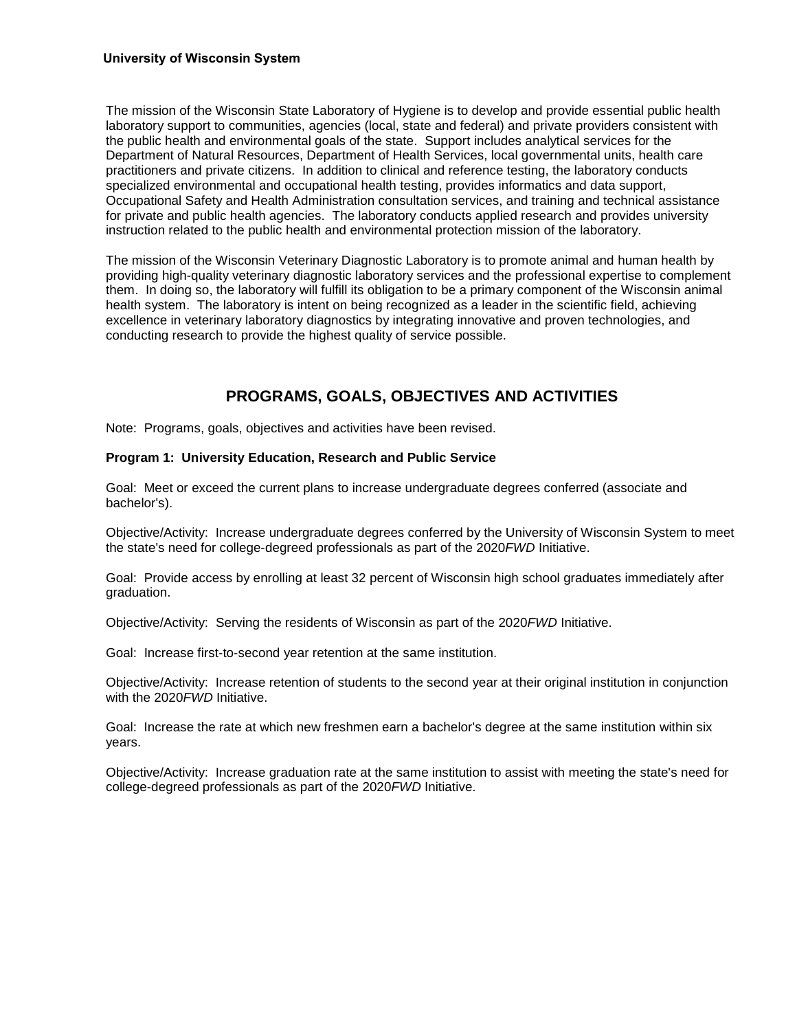The mission of the Wisconsin State Laboratory of Hygiene is to develop and provide essential public health laboratory support to communities, agencies (local, state and federal) and private providers consistent with the public health and environmental goals of the state. Support includes analytical services for the Department of Natural Resources, Department of Health Services, local governmental units, health care practitioners and private citizens. In addition to clinical and reference testing, the laboratory conducts specialized environmental and occupational health testing, provides informatics and data support, Occupational Safety and Health Administration consultation services, and training and technical assistance for private and public health agencies. The laboratory conducts applied research and provides university instruction related to the public health and environmental protection mission of the laboratory.

The mission of the Wisconsin Veterinary Diagnostic Laboratory is to promote animal and human health by providing high-quality veterinary diagnostic laboratory services and the professional expertise to complement them. In doing so, the laboratory will fulfill its obligation to be a primary component of the Wisconsin animal health system. The laboratory is intent on being recognized as a leader in the scientific field, achieving excellence in veterinary laboratory diagnostics by integrating innovative and proven technologies, and conducting research to provide the highest quality of service possible.

## PROGRAMS, GOALS, OBJECTIVES AND ACTIVITIES

Note: Programs, goals, objectives and activities have been revised.

**Program 1: University Education, Research and Public Service**

Goal: Meet or exceed the current plans to increase undergraduate degrees conferred (associate and bachelor's).

Objective/Activity: Increase undergraduate degrees conferred by the University of Wisconsin System to meet the state's need for college-degreed professionals as part of the 2020*FWD* Initiative.

Goal: Provide access by enrolling at least 32 percent of Wisconsin high school graduates immediately after graduation.

Objective/Activity: Serving the residents of Wisconsin as part of the 2020*FWD* Initiative.

Goal: Increase first-to-second year retention at the same institution.

Objective/Activity: Increase retention of students to the second year at their original institution in conjunction with the 2020*FWD* Initiative.

Goal: Increase the rate at which new freshmen earn a bachelor's degree at the same institution within six years.

Objective/Activity: Increase graduation rate at the same institution to assist with meeting the state's need for college-degreed professionals as part of the 2020*FWD* Initiative.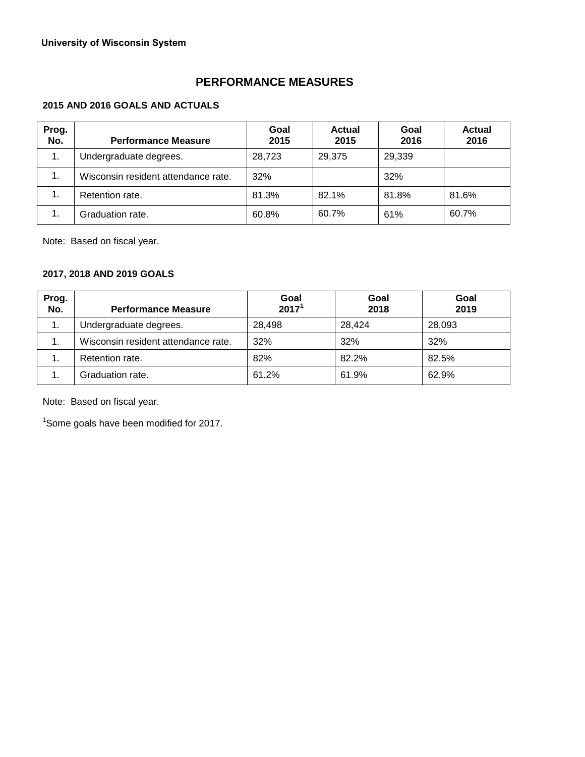**University of Wisconsin System**

# PERFORMANCE MEASURES

## 2015 AND 2016 GOALS AND ACTUALS

| Prog. No. | Performance Measure | Goal 2015 | Actual 2015 | Goal 2016 | Actual 2016 |
|---|---|---|---|---|---|
| 1. | Undergraduate degrees. | 28,723 | 29,375 | 29,339 | |
| 1. | Wisconsin resident attendance rate. | 32% | | 32% | |
| 1. | Retention rate. | 81.3% | 82.1% | 81.8% | 81.6% |
| 1. | Graduation rate. | 60.8% | 60.7% | 61% | 60.7% |

Note: Based on fiscal year.

## 2017, 2018 AND 2019 GOALS

| Prog. No. | Performance Measure | Goal 2017[1] | Goal 2018 | Goal 2019 |
|---|---|---|---|---|
| 1. | Undergraduate degrees. | 28,498 | 28,424 | 28,093 |
| 1. | Wisconsin resident attendance rate. | 32% | 32% | 32% |
| 1. | Retention rate. | 82% | 82.2% | 82.5% |
| 1. | Graduation rate. | 61.2% | 61.9% | 62.9% |

Note: Based on fiscal year.

[1]Some goals have been modified for 2017.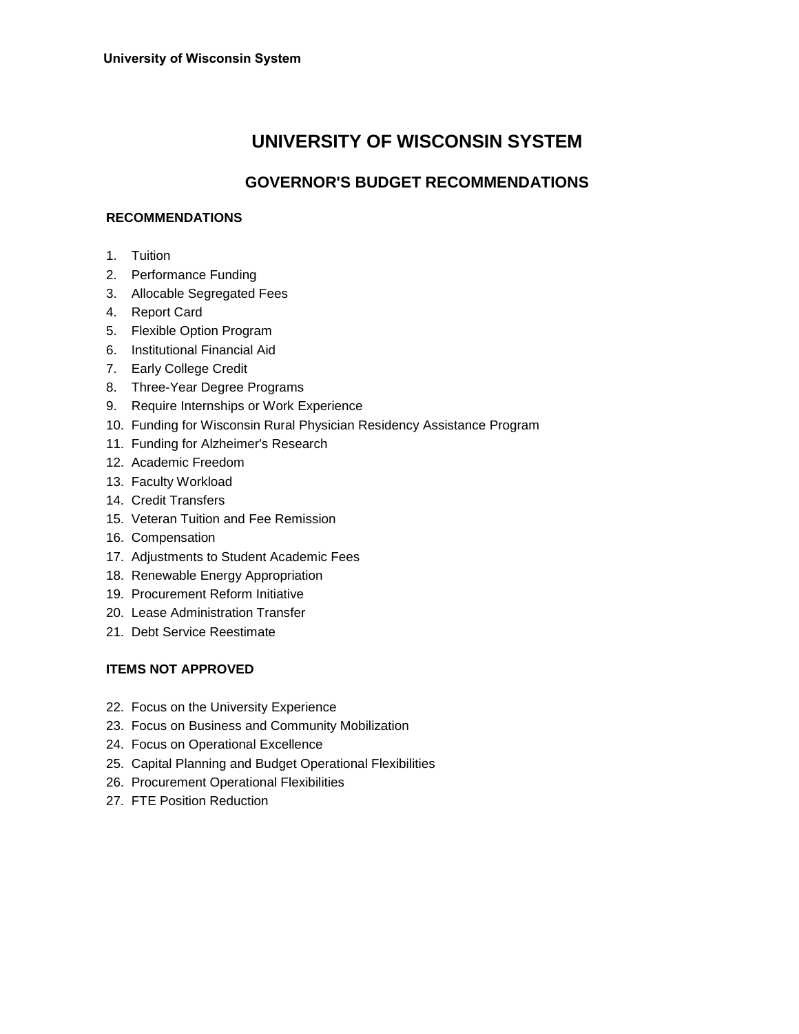# UNIVERSITY OF WISCONSIN SYSTEM

## GOVERNOR'S BUDGET RECOMMENDATIONS

### RECOMMENDATIONS

1. Tuition
2. Performance Funding
3. Allocable Segregated Fees
4. Report Card
5. Flexible Option Program
6. Institutional Financial Aid
7. Early College Credit
8. Three-Year Degree Programs
9. Require Internships or Work Experience
10. Funding for Wisconsin Rural Physician Residency Assistance Program
11. Funding for Alzheimer's Research
12. Academic Freedom
13. Faculty Workload
14. Credit Transfers
15. Veteran Tuition and Fee Remission
16. Compensation
17. Adjustments to Student Academic Fees
18. Renewable Energy Appropriation
19. Procurement Reform Initiative
20. Lease Administration Transfer
21. Debt Service Reestimate

### ITEMS NOT APPROVED

22. Focus on the University Experience
23. Focus on Business and Community Mobilization
24. Focus on Operational Excellence
25. Capital Planning and Budget Operational Flexibilities
26. Procurement Operational Flexibilities
27. FTE Position Reduction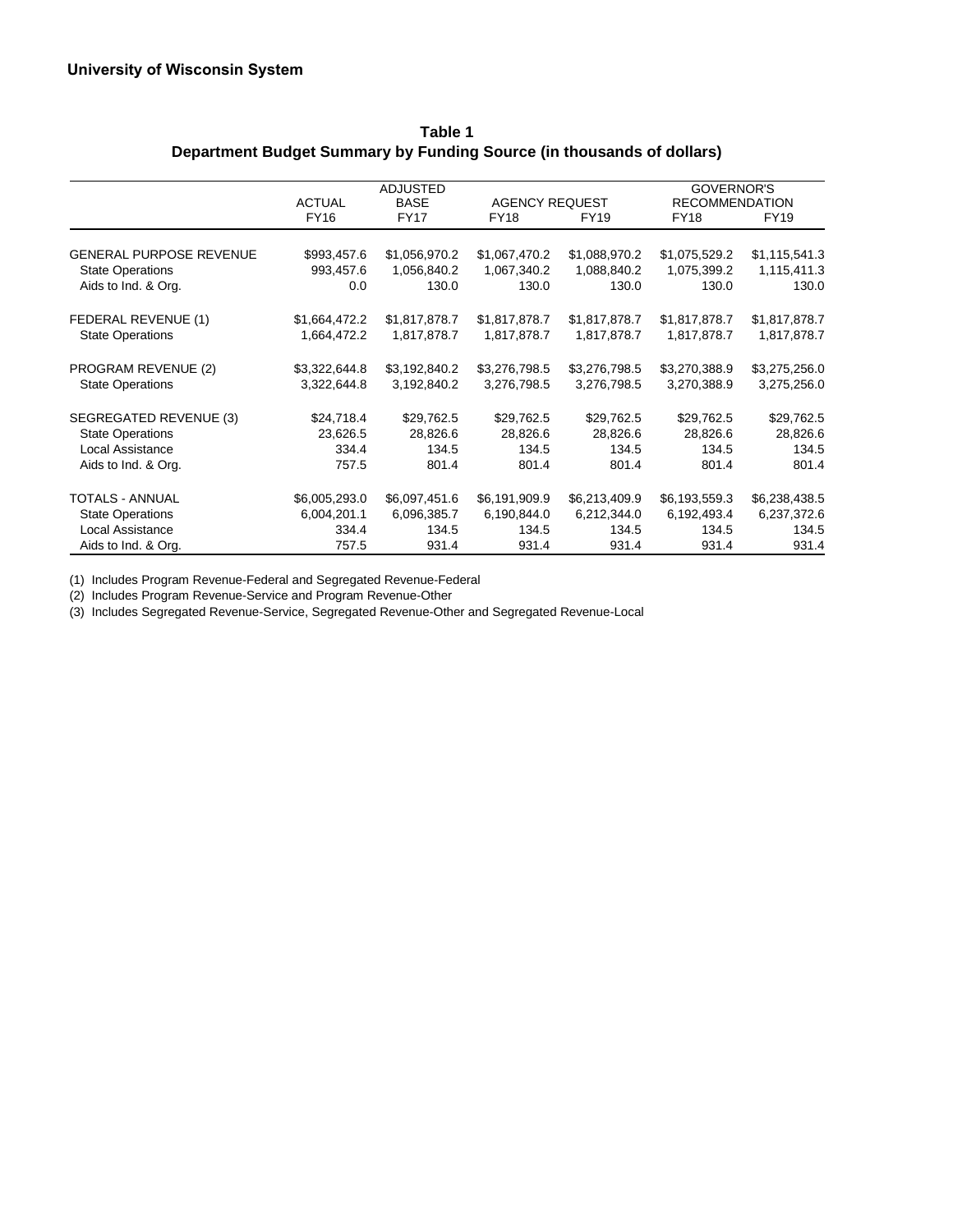**University of Wisconsin System**

**Table 1**
**Department Budget Summary by Funding Source (in thousands of dollars)**

| | ACTUAL | ADJUSTED BASE | AGENCY REQUEST | | GOVERNOR'S RECOMMENDATION | |
|---|---|---|---|---|---|---|
| | FY16 | FY17 | FY18 | FY19 | FY18 | FY19 |
| GENERAL PURPOSE REVENUE | $993,457.6 | $1,056,970.2 | $1,067,470.2 | $1,088,970.2 | $1,075,529.2 | $1,115,541.3 |
| State Operations | 993,457.6 | 1,056,840.2 | 1,067,340.2 | 1,088,840.2 | 1,075,399.2 | 1,115,411.3 |
| Aids to Ind. & Org. | 0.0 | 130.0 | 130.0 | 130.0 | 130.0 | 130.0 |
| FEDERAL REVENUE (1) | $1,664,472.2 | $1,817,878.7 | $1,817,878.7 | $1,817,878.7 | $1,817,878.7 | $1,817,878.7 |
| State Operations | 1,664,472.2 | 1,817,878.7 | 1,817,878.7 | 1,817,878.7 | 1,817,878.7 | 1,817,878.7 |
| PROGRAM REVENUE (2) | $3,322,644.8 | $3,192,840.2 | $3,276,798.5 | $3,276,798.5 | $3,270,388.9 | $3,275,256.0 |
| State Operations | 3,322,644.8 | 3,192,840.2 | 3,276,798.5 | 3,276,798.5 | 3,270,388.9 | 3,275,256.0 |
| SEGREGATED REVENUE (3) | $24,718.4 | $29,762.5 | $29,762.5 | $29,762.5 | $29,762.5 | $29,762.5 |
| State Operations | 23,626.5 | 28,826.6 | 28,826.6 | 28,826.6 | 28,826.6 | 28,826.6 |
| Local Assistance | 334.4 | 134.5 | 134.5 | 134.5 | 134.5 | 134.5 |
| Aids to Ind. & Org. | 757.5 | 801.4 | 801.4 | 801.4 | 801.4 | 801.4 |
| TOTALS - ANNUAL | $6,005,293.0 | $6,097,451.6 | $6,191,909.9 | $6,213,409.9 | $6,193,559.3 | $6,238,438.5 |
| State Operations | 6,004,201.1 | 6,096,385.7 | 6,190,844.0 | 6,212,344.0 | 6,192,493.4 | 6,237,372.6 |
| Local Assistance | 334.4 | 134.5 | 134.5 | 134.5 | 134.5 | 134.5 |
| Aids to Ind. & Org. | 757.5 | 931.4 | 931.4 | 931.4 | 931.4 | 931.4 |

(1) Includes Program Revenue-Federal and Segregated Revenue-Federal
(2) Includes Program Revenue-Service and Program Revenue-Other
(3) Includes Segregated Revenue-Service, Segregated Revenue-Other and Segregated Revenue-Local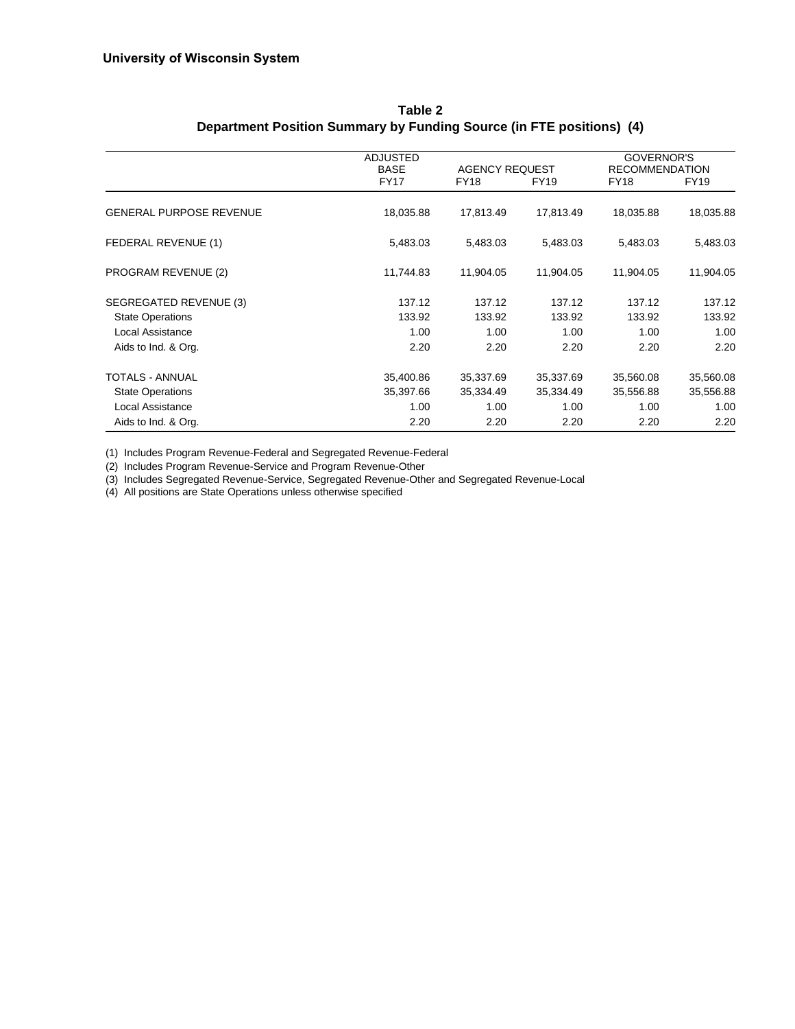**University of Wisconsin System**

**Table 2**
**Department Position Summary by Funding Source (in FTE positions) (4)**

| | ADJUSTED BASE | AGENCY REQUEST | | GOVERNOR'S RECOMMENDATION | |
|---|---|---|---|---|---|
| | FY17 | FY18 | FY19 | FY18 | FY19 |
| GENERAL PURPOSE REVENUE | 18,035.88 | 17,813.49 | 17,813.49 | 18,035.88 | 18,035.88 |
| FEDERAL REVENUE (1) | 5,483.03 | 5,483.03 | 5,483.03 | 5,483.03 | 5,483.03 |
| PROGRAM REVENUE (2) | 11,744.83 | 11,904.05 | 11,904.05 | 11,904.05 | 11,904.05 |
| SEGREGATED REVENUE (3) | 137.12 | 137.12 | 137.12 | 137.12 | 137.12 |
| State Operations | 133.92 | 133.92 | 133.92 | 133.92 | 133.92 |
| Local Assistance | 1.00 | 1.00 | 1.00 | 1.00 | 1.00 |
| Aids to Ind. & Org. | 2.20 | 2.20 | 2.20 | 2.20 | 2.20 |
| TOTALS - ANNUAL | 35,400.86 | 35,337.69 | 35,337.69 | 35,560.08 | 35,560.08 |
| State Operations | 35,397.66 | 35,334.49 | 35,334.49 | 35,556.88 | 35,556.88 |
| Local Assistance | 1.00 | 1.00 | 1.00 | 1.00 | 1.00 |
| Aids to Ind. & Org. | 2.20 | 2.20 | 2.20 | 2.20 | 2.20 |

(1) Includes Program Revenue-Federal and Segregated Revenue-Federal
(2) Includes Program Revenue-Service and Program Revenue-Other
(3) Includes Segregated Revenue-Service, Segregated Revenue-Other and Segregated Revenue-Local
(4) All positions are State Operations unless otherwise specified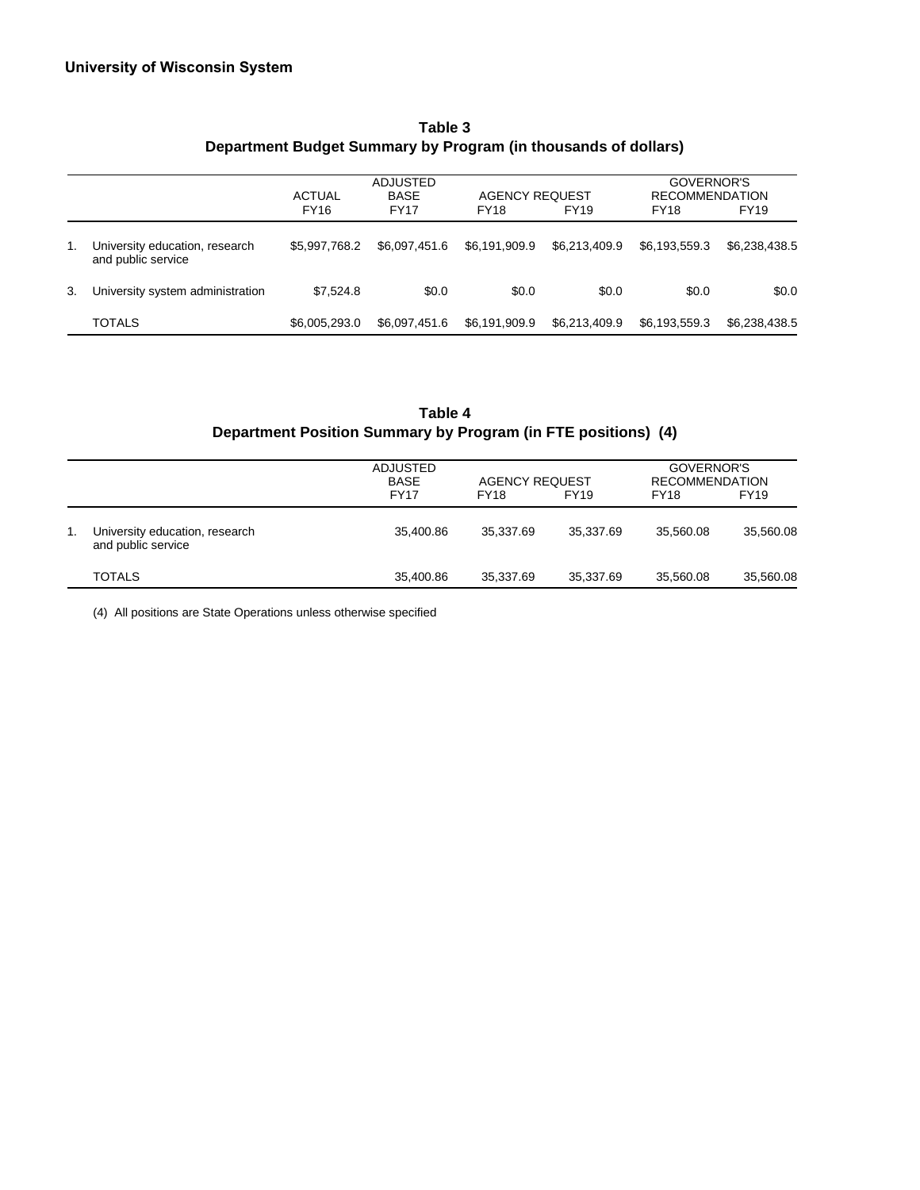## University of Wisconsin System

### Table 3
### Department Budget Summary by Program (in thousands of dollars)

| | | ACTUAL | ADJUSTED BASE | AGENCY REQUEST | | GOVERNOR'S RECOMMENDATION | |
|---|---|---|---|---|---|---|---|
| | | FY16 | FY17 | FY18 | FY19 | FY18 | FY19 |
| 1. | University education, research and public service | $5,997,768.2 | $6,097,451.6 | $6,191,909.9 | $6,213,409.9 | $6,193,559.3 | $6,238,438.5 |
| 3. | University system administration | $7,524.8 | $0.0 | $0.0 | $0.0 | $0.0 | $0.0 |
| | TOTALS | $6,005,293.0 | $6,097,451.6 | $6,191,909.9 | $6,213,409.9 | $6,193,559.3 | $6,238,438.5 |

### Table 4
### Department Position Summary by Program (in FTE positions) (4)

| | | ADJUSTED BASE | AGENCY REQUEST | | GOVERNOR'S RECOMMENDATION | |
|---|---|---|---|---|---|---|
| | | FY17 | FY18 | FY19 | FY18 | FY19 |
| 1. | University education, research and public service | 35,400.86 | 35,337.69 | 35,337.69 | 35,560.08 | 35,560.08 |
| | TOTALS | 35,400.86 | 35,337.69 | 35,337.69 | 35,560.08 | 35,560.08 |

(4) All positions are State Operations unless otherwise specified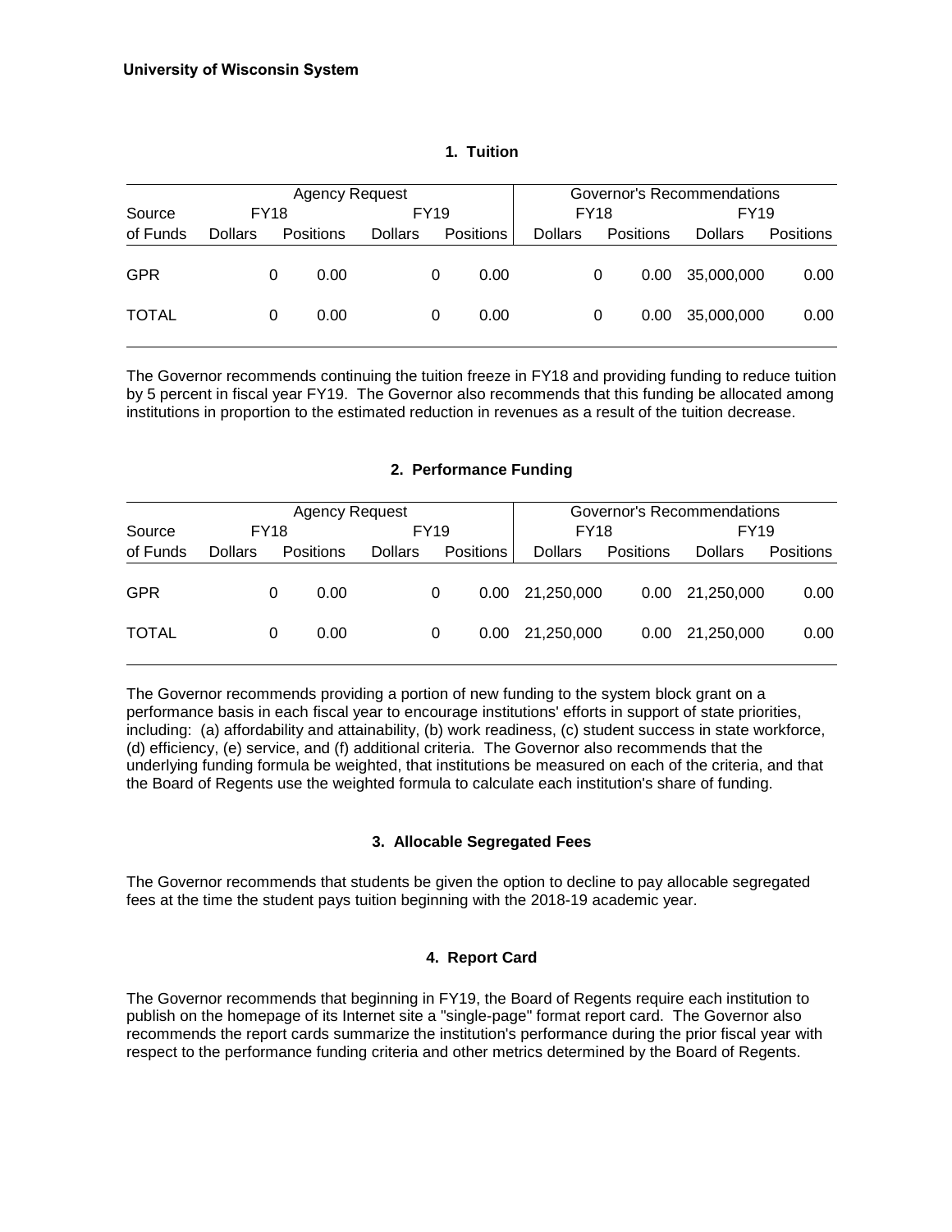**University of Wisconsin System**

### 1. Tuition

| Source | Agency Request | | | | Governor's Recommendations | | | |
|---|---|---|---|---|---|---|---|---|
| | FY18 | | FY19 | | FY18 | | FY19 | |
| of Funds | Dollars | Positions | Dollars | Positions | Dollars | Positions | Dollars | Positions |
| GPR | 0 | 0.00 | 0 | 0.00 | 0 | 0.00 | 35,000,000 | 0.00 |
| TOTAL | 0 | 0.00 | 0 | 0.00 | 0 | 0.00 | 35,000,000 | 0.00 |

The Governor recommends continuing the tuition freeze in FY18 and providing funding to reduce tuition by 5 percent in fiscal year FY19. The Governor also recommends that this funding be allocated among institutions in proportion to the estimated reduction in revenues as a result of the tuition decrease.

### 2. Performance Funding

| Source | Agency Request | | | | Governor's Recommendations | | | |
|---|---|---|---|---|---|---|---|---|
| | FY18 | | FY19 | | FY18 | | FY19 | |
| of Funds | Dollars | Positions | Dollars | Positions | Dollars | Positions | Dollars | Positions |
| GPR | 0 | 0.00 | 0 | 0.00 | 21,250,000 | 0.00 | 21,250,000 | 0.00 |
| TOTAL | 0 | 0.00 | 0 | 0.00 | 21,250,000 | 0.00 | 21,250,000 | 0.00 |

The Governor recommends providing a portion of new funding to the system block grant on a performance basis in each fiscal year to encourage institutions' efforts in support of state priorities, including: (a) affordability and attainability, (b) work readiness, (c) student success in state workforce, (d) efficiency, (e) service, and (f) additional criteria. The Governor also recommends that the underlying funding formula be weighted, that institutions be measured on each of the criteria, and that the Board of Regents use the weighted formula to calculate each institution's share of funding.

### 3. Allocable Segregated Fees

The Governor recommends that students be given the option to decline to pay allocable segregated fees at the time the student pays tuition beginning with the 2018-19 academic year.

### 4. Report Card

The Governor recommends that beginning in FY19, the Board of Regents require each institution to publish on the homepage of its Internet site a "single-page" format report card. The Governor also recommends the report cards summarize the institution's performance during the prior fiscal year with respect to the performance funding criteria and other metrics determined by the Board of Regents.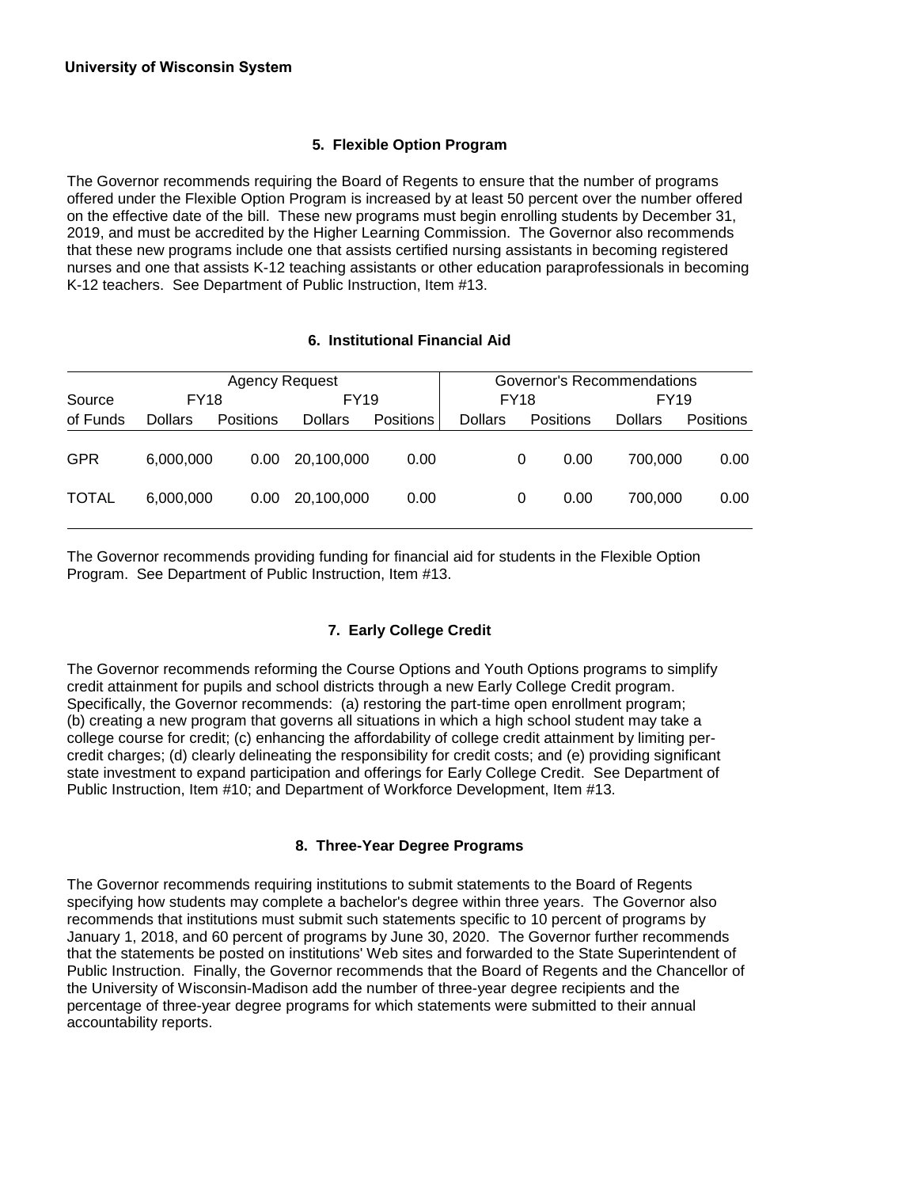**University of Wisconsin System**

### 5. Flexible Option Program

The Governor recommends requiring the Board of Regents to ensure that the number of programs offered under the Flexible Option Program is increased by at least 50 percent over the number offered on the effective date of the bill. These new programs must begin enrolling students by December 31, 2019, and must be accredited by the Higher Learning Commission. The Governor also recommends that these new programs include one that assists certified nursing assistants in becoming registered nurses and one that assists K-12 teaching assistants or other education paraprofessionals in becoming K-12 teachers. See Department of Public Instruction, Item #13.

### 6. Institutional Financial Aid

| | Agency Request | | | | Governor's Recommendations | | | |
|---|---|---|---|---|---|---|---|---|
| Source | FY18 | | FY19 | | FY18 | | FY19 | |
| of Funds | Dollars | Positions | Dollars | Positions | Dollars | Positions | Dollars | Positions |
| GPR | 6,000,000 | 0.00 | 20,100,000 | 0.00 | 0 | 0.00 | 700,000 | 0.00 |
| TOTAL | 6,000,000 | 0.00 | 20,100,000 | 0.00 | 0 | 0.00 | 700,000 | 0.00 |

The Governor recommends providing funding for financial aid for students in the Flexible Option Program. See Department of Public Instruction, Item #13.

### 7. Early College Credit

The Governor recommends reforming the Course Options and Youth Options programs to simplify credit attainment for pupils and school districts through a new Early College Credit program. Specifically, the Governor recommends: (a) restoring the part-time open enrollment program; (b) creating a new program that governs all situations in which a high school student may take a college course for credit; (c) enhancing the affordability of college credit attainment by limiting per-credit charges; (d) clearly delineating the responsibility for credit costs; and (e) providing significant state investment to expand participation and offerings for Early College Credit. See Department of Public Instruction, Item #10; and Department of Workforce Development, Item #13.

### 8. Three-Year Degree Programs

The Governor recommends requiring institutions to submit statements to the Board of Regents specifying how students may complete a bachelor's degree within three years. The Governor also recommends that institutions must submit such statements specific to 10 percent of programs by January 1, 2018, and 60 percent of programs by June 30, 2020. The Governor further recommends that the statements be posted on institutions' Web sites and forwarded to the State Superintendent of Public Instruction. Finally, the Governor recommends that the Board of Regents and the Chancellor of the University of Wisconsin-Madison add the number of three-year degree recipients and the percentage of three-year degree programs for which statements were submitted to their annual accountability reports.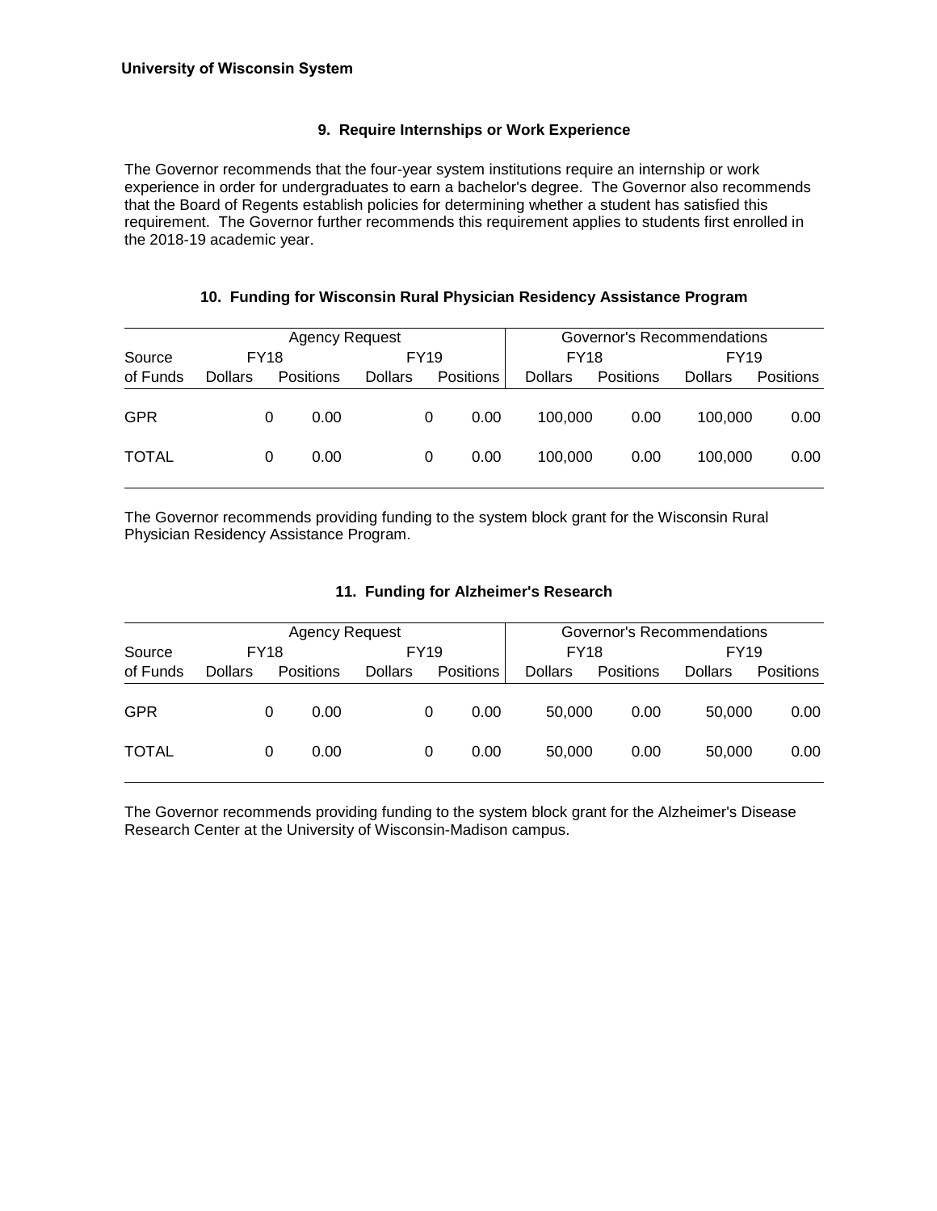**University of Wisconsin System**

### 9. Require Internships or Work Experience

The Governor recommends that the four-year system institutions require an internship or work experience in order for undergraduates to earn a bachelor's degree. The Governor also recommends that the Board of Regents establish policies for determining whether a student has satisfied this requirement. The Governor further recommends this requirement applies to students first enrolled in the 2018-19 academic year.

### 10. Funding for Wisconsin Rural Physician Residency Assistance Program

| | Agency Request | | | | Governor's Recommendations | | | |
|---|---|---|---|---|---|---|---|---|
| Source | FY18 | | FY19 | | FY18 | | FY19 | |
| of Funds | Dollars | Positions | Dollars | Positions | Dollars | Positions | Dollars | Positions |
| GPR | 0 | 0.00 | 0 | 0.00 | 100,000 | 0.00 | 100,000 | 0.00 |
| TOTAL | 0 | 0.00 | 0 | 0.00 | 100,000 | 0.00 | 100,000 | 0.00 |

The Governor recommends providing funding to the system block grant for the Wisconsin Rural Physician Residency Assistance Program.

### 11. Funding for Alzheimer's Research

| | Agency Request | | | | Governor's Recommendations | | | |
|---|---|---|---|---|---|---|---|---|
| Source | FY18 | | FY19 | | FY18 | | FY19 | |
| of Funds | Dollars | Positions | Dollars | Positions | Dollars | Positions | Dollars | Positions |
| GPR | 0 | 0.00 | 0 | 0.00 | 50,000 | 0.00 | 50,000 | 0.00 |
| TOTAL | 0 | 0.00 | 0 | 0.00 | 50,000 | 0.00 | 50,000 | 0.00 |

The Governor recommends providing funding to the system block grant for the Alzheimer's Disease Research Center at the University of Wisconsin-Madison campus.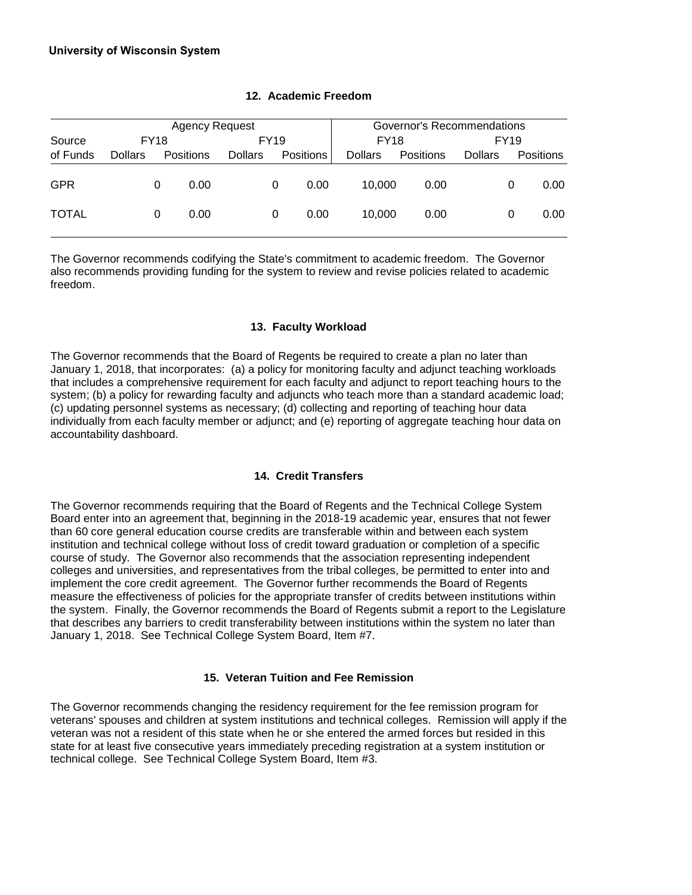**University of Wisconsin System**

### 12. Academic Freedom

| Source | Agency Request | | | | Governor's Recommendations | | | |
|---|---|---|---|---|---|---|---|---|
| | FY18 | | FY19 | | FY18 | | FY19 | |
| of Funds | Dollars | Positions | Dollars | Positions | Dollars | Positions | Dollars | Positions |
| GPR | 0 | 0.00 | 0 | 0.00 | 10,000 | 0.00 | 0 | 0.00 |
| TOTAL | 0 | 0.00 | 0 | 0.00 | 10,000 | 0.00 | 0 | 0.00 |

The Governor recommends codifying the State's commitment to academic freedom. The Governor also recommends providing funding for the system to review and revise policies related to academic freedom.

### 13. Faculty Workload

The Governor recommends that the Board of Regents be required to create a plan no later than January 1, 2018, that incorporates: (a) a policy for monitoring faculty and adjunct teaching workloads that includes a comprehensive requirement for each faculty and adjunct to report teaching hours to the system; (b) a policy for rewarding faculty and adjuncts who teach more than a standard academic load; (c) updating personnel systems as necessary; (d) collecting and reporting of teaching hour data individually from each faculty member or adjunct; and (e) reporting of aggregate teaching hour data on accountability dashboard.

### 14. Credit Transfers

The Governor recommends requiring that the Board of Regents and the Technical College System Board enter into an agreement that, beginning in the 2018-19 academic year, ensures that not fewer than 60 core general education course credits are transferable within and between each system institution and technical college without loss of credit toward graduation or completion of a specific course of study. The Governor also recommends that the association representing independent colleges and universities, and representatives from the tribal colleges, be permitted to enter into and implement the core credit agreement. The Governor further recommends the Board of Regents measure the effectiveness of policies for the appropriate transfer of credits between institutions within the system. Finally, the Governor recommends the Board of Regents submit a report to the Legislature that describes any barriers to credit transferability between institutions within the system no later than January 1, 2018. See Technical College System Board, Item #7.

### 15. Veteran Tuition and Fee Remission

The Governor recommends changing the residency requirement for the fee remission program for veterans' spouses and children at system institutions and technical colleges. Remission will apply if the veteran was not a resident of this state when he or she entered the armed forces but resided in this state for at least five consecutive years immediately preceding registration at a system institution or technical college. See Technical College System Board, Item #3.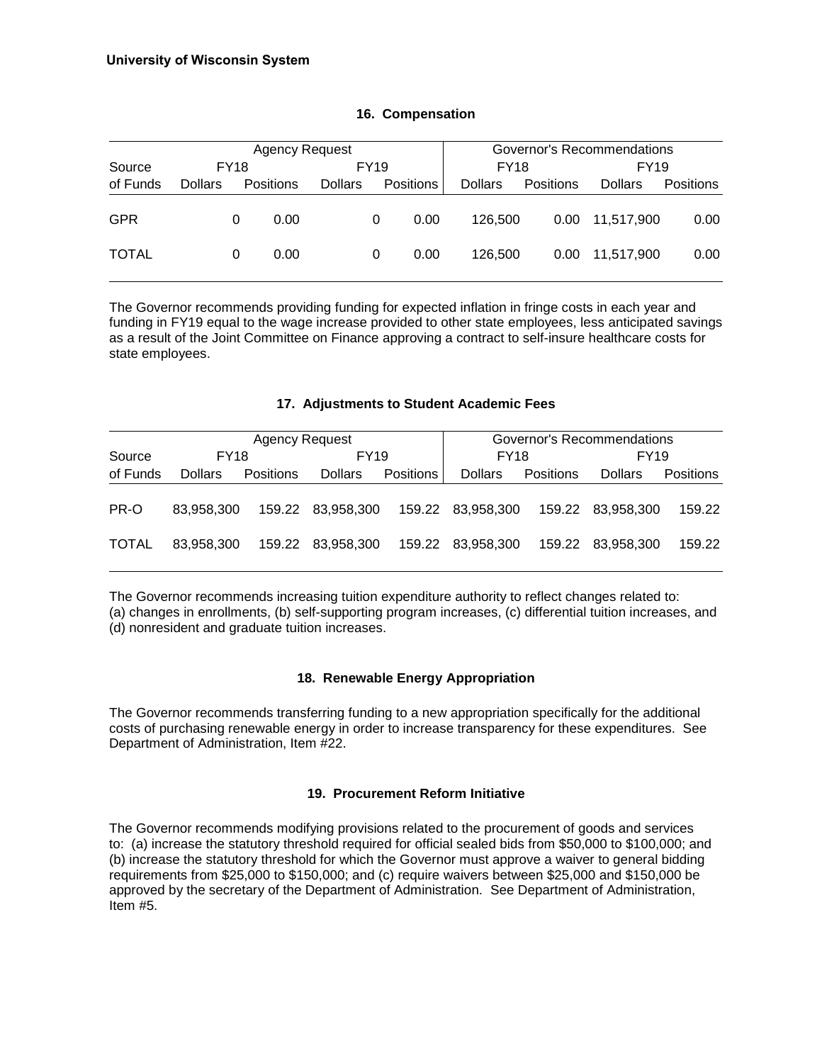**University of Wisconsin System**

### 16. Compensation

| | Agency Request | | | | Governor's Recommendations | | | |
|---|---|---|---|---|---|---|---|---|
| Source | FY18 | | FY19 | | FY18 | | FY19 | |
| of Funds | Dollars | Positions | Dollars | Positions | Dollars | Positions | Dollars | Positions |
| GPR | 0 | 0.00 | 0 | 0.00 | 126,500 | 0.00 | 11,517,900 | 0.00 |
| TOTAL | 0 | 0.00 | 0 | 0.00 | 126,500 | 0.00 | 11,517,900 | 0.00 |

The Governor recommends providing funding for expected inflation in fringe costs in each year and funding in FY19 equal to the wage increase provided to other state employees, less anticipated savings as a result of the Joint Committee on Finance approving a contract to self-insure healthcare costs for state employees.

### 17. Adjustments to Student Academic Fees

| | Agency Request | | | | Governor's Recommendations | | | |
|---|---|---|---|---|---|---|---|---|
| Source | FY18 | | FY19 | | FY18 | | FY19 | |
| of Funds | Dollars | Positions | Dollars | Positions | Dollars | Positions | Dollars | Positions |
| PR-O | 83,958,300 | 159.22 | 83,958,300 | 159.22 | 83,958,300 | 159.22 | 83,958,300 | 159.22 |
| TOTAL | 83,958,300 | 159.22 | 83,958,300 | 159.22 | 83,958,300 | 159.22 | 83,958,300 | 159.22 |

The Governor recommends increasing tuition expenditure authority to reflect changes related to: (a) changes in enrollments, (b) self-supporting program increases, (c) differential tuition increases, and (d) nonresident and graduate tuition increases.

### 18. Renewable Energy Appropriation

The Governor recommends transferring funding to a new appropriation specifically for the additional costs of purchasing renewable energy in order to increase transparency for these expenditures. See Department of Administration, Item #22.

### 19. Procurement Reform Initiative

The Governor recommends modifying provisions related to the procurement of goods and services to: (a) increase the statutory threshold required for official sealed bids from $50,000 to $100,000; and (b) increase the statutory threshold for which the Governor must approve a waiver to general bidding requirements from $25,000 to $150,000; and (c) require waivers between $25,000 and $150,000 be approved by the secretary of the Department of Administration. See Department of Administration, Item #5.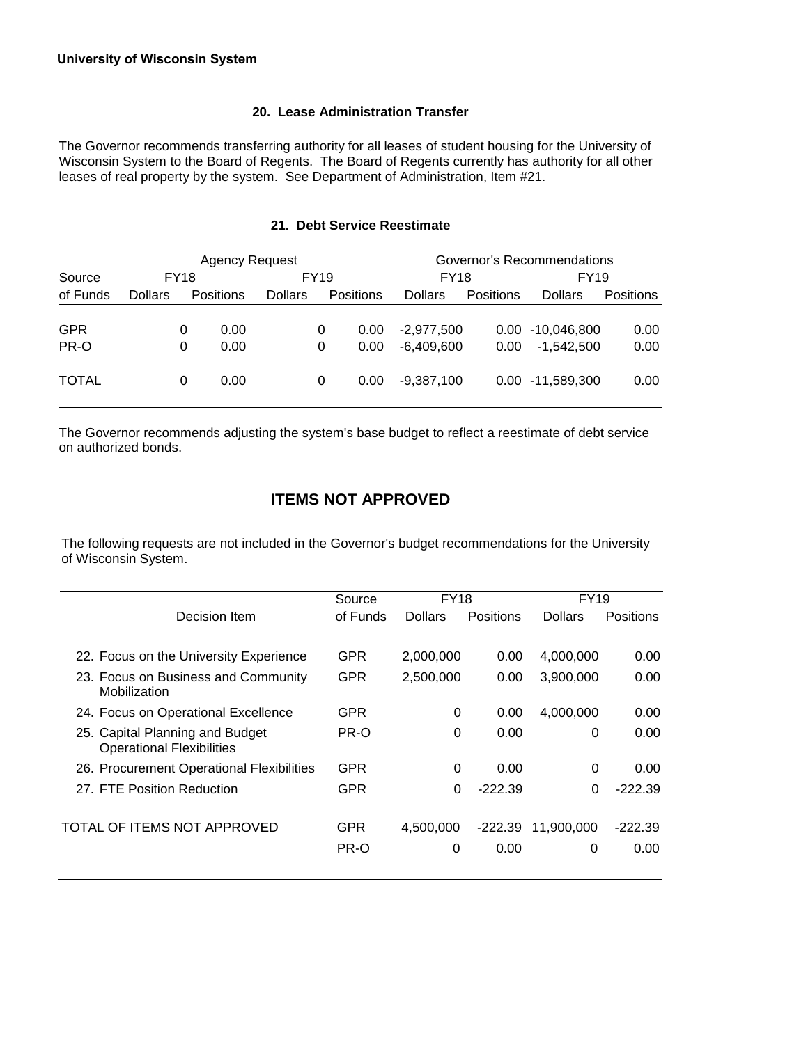**University of Wisconsin System**

### 20. Lease Administration Transfer

The Governor recommends transferring authority for all leases of student housing for the University of Wisconsin System to the Board of Regents. The Board of Regents currently has authority for all other leases of real property by the system. See Department of Administration, Item #21.

### 21. Debt Service Reestimate

| | Agency Request | | | | Governor's Recommendations | | | |
|---|---|---|---|---|---|---|---|---|
| Source | FY18 | | FY19 | | FY18 | | FY19 | |
| of Funds | Dollars | Positions | Dollars | Positions | Dollars | Positions | Dollars | Positions |
| GPR | 0 | 0.00 | 0 | 0.00 | -2,977,500 | 0.00 | -10,046,800 | 0.00 |
| PR-O | 0 | 0.00 | 0 | 0.00 | -6,409,600 | 0.00 | -1,542,500 | 0.00 |
| TOTAL | 0 | 0.00 | 0 | 0.00 | -9,387,100 | 0.00 | -11,589,300 | 0.00 |

The Governor recommends adjusting the system's base budget to reflect a reestimate of debt service on authorized bonds.

## ITEMS NOT APPROVED

The following requests are not included in the Governor's budget recommendations for the University of Wisconsin System.

| | Source | FY18 | | FY19 | |
|---|---|---|---|---|---|
| Decision Item | of Funds | Dollars | Positions | Dollars | Positions |
| 22. Focus on the University Experience | GPR | 2,000,000 | 0.00 | 4,000,000 | 0.00 |
| 23. Focus on Business and Community Mobilization | GPR | 2,500,000 | 0.00 | 3,900,000 | 0.00 |
| 24. Focus on Operational Excellence | GPR | 0 | 0.00 | 4,000,000 | 0.00 |
| 25. Capital Planning and Budget Operational Flexibilities | PR-O | 0 | 0.00 | 0 | 0.00 |
| 26. Procurement Operational Flexibilities | GPR | 0 | 0.00 | 0 | 0.00 |
| 27. FTE Position Reduction | GPR | 0 | -222.39 | 0 | -222.39 |
| TOTAL OF ITEMS NOT APPROVED | GPR | 4,500,000 | -222.39 | 11,900,000 | -222.39 |
| | PR-O | 0 | 0.00 | 0 | 0.00 |